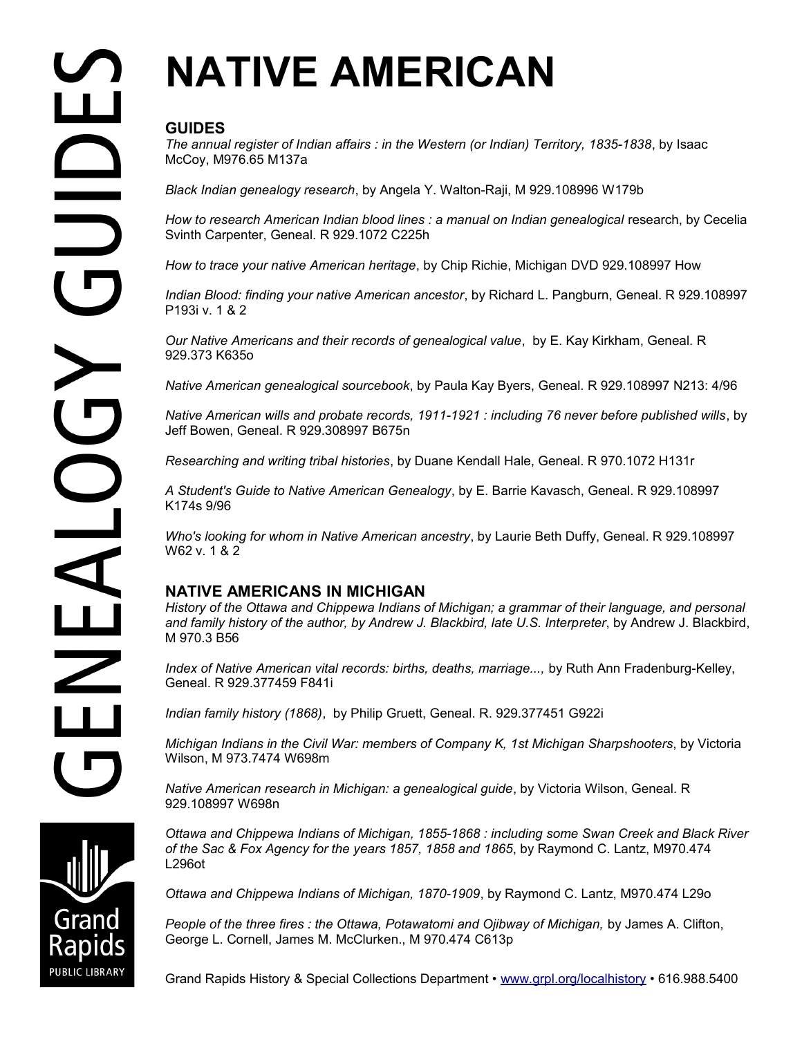# NATIVE AMERICAN

## GUIDES

*The annual register of Indian affairs : in the Western (or Indian) Territory, 1835-1838*, by Isaac McCoy, M976.65 M137a

*Black Indian genealogy research*, by Angela Y. Walton-Raji, M 929.108996 W179b

*How to research American Indian blood lines : a manual on Indian genealogical* research, by Cecelia Svinth Carpenter, Geneal. R 929.1072 C225h

*How to trace your native American heritage*, by Chip Richie, Michigan DVD 929.108997 How

*Indian Blood: finding your native American ancestor*, by Richard L. Pangburn, Geneal. R 929.108997 P193i v. 1 & 2

*Our Native Americans and their records of genealogical value*, by E. Kay Kirkham, Geneal. R 929.373 K635o

*Native American genealogical sourcebook*, by Paula Kay Byers, Geneal. R 929.108997 N213: 4/96

*Native American wills and probate records, 1911-1921 : including 76 never before published wills*, by Jeff Bowen, Geneal. R 929.308997 B675n

*Researching and writing tribal histories*, by Duane Kendall Hale, Geneal. R 970.1072 H131r

*A Student's Guide to Native American Genealogy*, by E. Barrie Kavasch, Geneal. R 929.108997 K174s 9/96

*Who's looking for whom in Native American ancestry*, by Laurie Beth Duffy, Geneal. R 929.108997 W62 v. 1 & 2

## NATIVE AMERICANS IN MICHIGAN

*History of the Ottawa and Chippewa Indians of Michigan; a grammar of their language, and personal and family history of the author, by Andrew J. Blackbird, late U.S. Interpreter*, by Andrew J. Blackbird, M 970.3 B56

*Index of Native American vital records: births, deaths, marriage...,* by Ruth Ann Fradenburg-Kelley, Geneal. R 929.377459 F841i

*Indian family history (1868)*, by Philip Gruett, Geneal. R. 929.377451 G922i

*Michigan Indians in the Civil War: members of Company K, 1st Michigan Sharpshooters*, by Victoria Wilson, M 973.7474 W698m

*Native American research in Michigan: a genealogical guide*, by Victoria Wilson, Geneal. R 929.108997 W698n

*Ottawa and Chippewa Indians of Michigan, 1855-1868 : including some Swan Creek and Black River of the Sac & Fox Agency for the years 1857, 1858 and 1865*, by Raymond C. Lantz, M970.474 L296ot

*Ottawa and Chippewa Indians of Michigan, 1870-1909*, by Raymond C. Lantz, M970.474 L29o

*People of the three fires : the Ottawa, Potawatomi and Ojibway of Michigan,* by James A. Clifton, George L. Cornell, James M. McClurken., M 970.474 C613p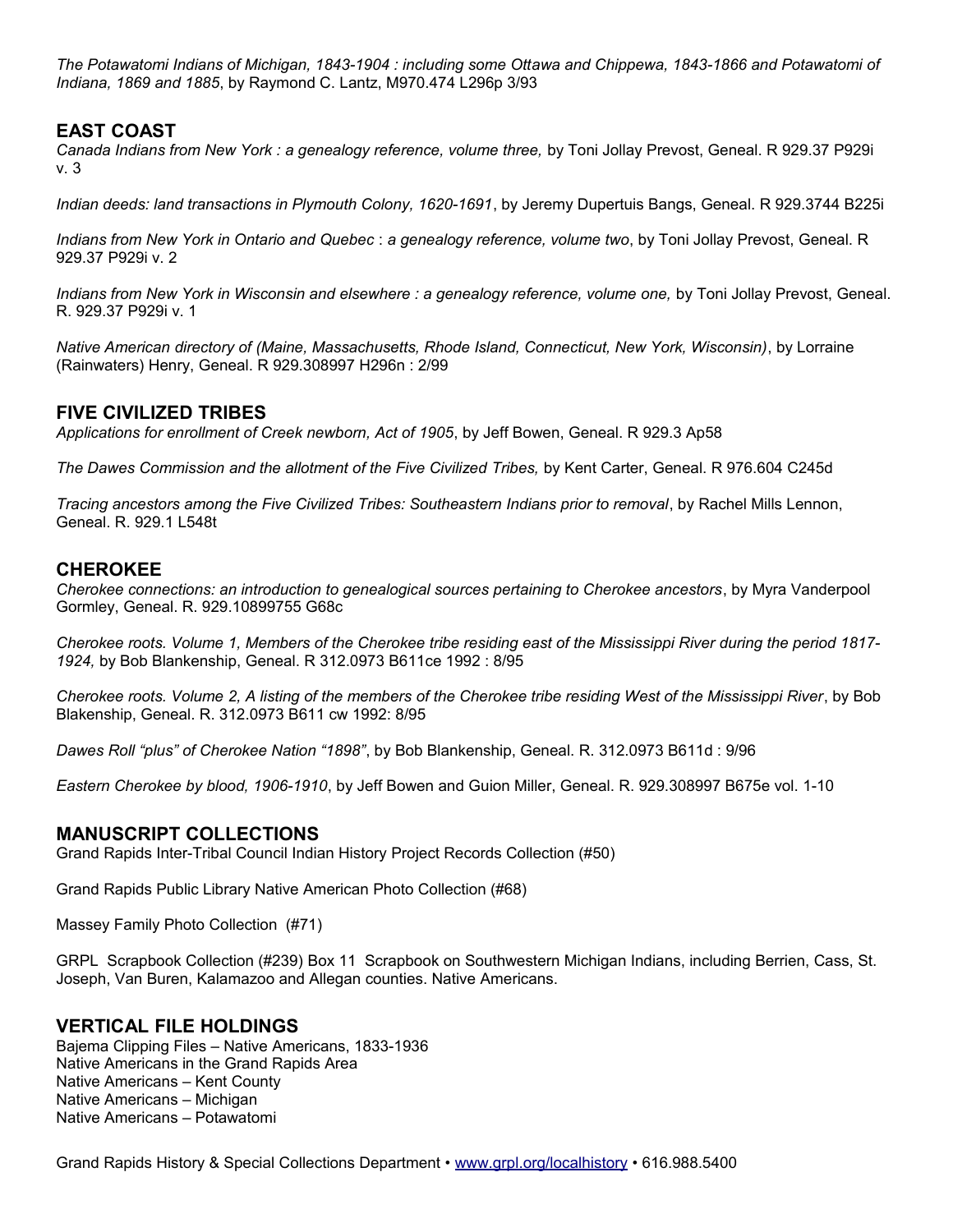*The Potawatomi Indians of Michigan, 1843-1904 : including some Ottawa and Chippewa, 1843-1866 and Potawatomi of Indiana, 1869 and 1885*, by Raymond C. Lantz, M970.474 L296p 3/93

## EAST COAST

*Canada Indians from New York : a genealogy reference, volume three,* by Toni Jollay Prevost, Geneal. R 929.37 P929i v. 3

*Indian deeds: land transactions in Plymouth Colony, 1620-1691*, by Jeremy Dupertuis Bangs, Geneal. R 929.3744 B225i

*Indians from New York in Ontario and Quebec* : *a genealogy reference, volume two*, by Toni Jollay Prevost, Geneal. R 929.37 P929i v. 2

*Indians from New York in Wisconsin and elsewhere : a genealogy reference, volume one,* by Toni Jollay Prevost, Geneal. R. 929.37 P929i v. 1

*Native American directory of (Maine, Massachusetts, Rhode Island, Connecticut, New York, Wisconsin)*, by Lorraine (Rainwaters) Henry, Geneal. R 929.308997 H296n : 2/99

## FIVE CIVILIZED TRIBES

*Applications for enrollment of Creek newborn, Act of 1905*, by Jeff Bowen, Geneal. R 929.3 Ap58

*The Dawes Commission and the allotment of the Five Civilized Tribes,* by Kent Carter, Geneal. R 976.604 C245d

*Tracing ancestors among the Five Civilized Tribes: Southeastern Indians prior to removal*, by Rachel Mills Lennon, Geneal. R. 929.1 L548t

## CHEROKEE

*Cherokee connections: an introduction to genealogical sources pertaining to Cherokee ancestors*, by Myra Vanderpool Gormley, Geneal. R. 929.10899755 G68c

*Cherokee roots. Volume 1, Members of the Cherokee tribe residing east of the Mississippi River during the period 1817-1924,* by Bob Blankenship, Geneal. R 312.0973 B611ce 1992 : 8/95

*Cherokee roots. Volume 2, A listing of the members of the Cherokee tribe residing West of the Mississippi River*, by Bob Blakenship, Geneal. R. 312.0973 B611 cw 1992: 8/95

*Dawes Roll "plus" of Cherokee Nation "1898"*, by Bob Blankenship, Geneal. R. 312.0973 B611d : 9/96

*Eastern Cherokee by blood, 1906-1910*, by Jeff Bowen and Guion Miller, Geneal. R. 929.308997 B675e vol. 1-10

## MANUSCRIPT COLLECTIONS

Grand Rapids Inter-Tribal Council Indian History Project Records Collection (#50)

Grand Rapids Public Library Native American Photo Collection (#68)

Massey Family Photo Collection (#71)

GRPL Scrapbook Collection (#239) Box 11 Scrapbook on Southwestern Michigan Indians, including Berrien, Cass, St. Joseph, Van Buren, Kalamazoo and Allegan counties. Native Americans.

## VERTICAL FILE HOLDINGS

Bajema Clipping Files – Native Americans, 1833-1936
Native Americans in the Grand Rapids Area
Native Americans – Kent County
Native Americans – Michigan
Native Americans – Potawatomi

Grand Rapids History & Special Collections Department • www.grpl.org/localhistory • 616.988.5400